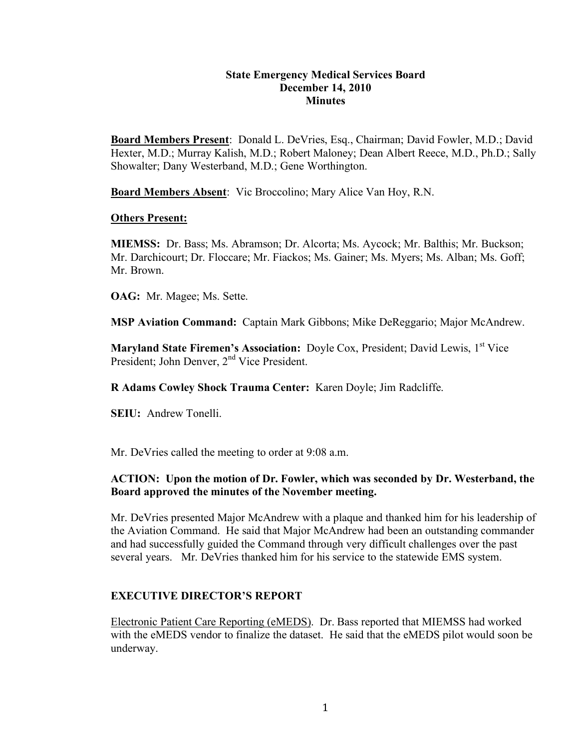# State Emergency Medical Services Board
## December 14, 2010
## Minutes

**Board Members Present**: Donald L. DeVries, Esq., Chairman; David Fowler, M.D.; David Hexter, M.D.; Murray Kalish, M.D.; Robert Maloney; Dean Albert Reece, M.D., Ph.D.; Sally Showalter; Dany Westerband, M.D.; Gene Worthington.

**Board Members Absent**: Vic Broccolino; Mary Alice Van Hoy, R.N.

**Others Present:**

**MIEMSS:** Dr. Bass; Ms. Abramson; Dr. Alcorta; Ms. Aycock; Mr. Balthis; Mr. Buckson; Mr. Darchicourt; Dr. Floccare; Mr. Fiackos; Ms. Gainer; Ms. Myers; Ms. Alban; Ms. Goff; Mr. Brown.

**OAG:** Mr. Magee; Ms. Sette.

**MSP Aviation Command:** Captain Mark Gibbons; Mike DeReggario; Major McAndrew.

**Maryland State Firemen's Association:** Doyle Cox, President; David Lewis, 1st Vice President; John Denver, 2nd Vice President.

**R Adams Cowley Shock Trauma Center:** Karen Doyle; Jim Radcliffe.

**SEIU:** Andrew Tonelli.

Mr. DeVries called the meeting to order at 9:08 a.m.

**ACTION: Upon the motion of Dr. Fowler, which was seconded by Dr. Westerband, the Board approved the minutes of the November meeting.**

Mr. DeVries presented Major McAndrew with a plaque and thanked him for his leadership of the Aviation Command. He said that Major McAndrew had been an outstanding commander and had successfully guided the Command through very difficult challenges over the past several years. Mr. DeVries thanked him for his service to the statewide EMS system.

## EXECUTIVE DIRECTOR'S REPORT

Electronic Patient Care Reporting (eMEDS). Dr. Bass reported that MIEMSS had worked with the eMEDS vendor to finalize the dataset. He said that the eMEDS pilot would soon be underway.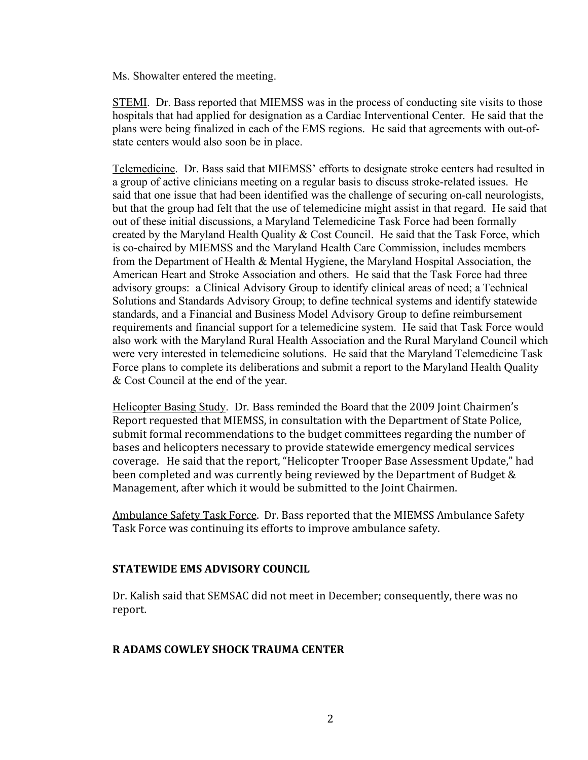Ms. Showalter entered the meeting.

STEMI. Dr. Bass reported that MIEMSS was in the process of conducting site visits to those hospitals that had applied for designation as a Cardiac Interventional Center. He said that the plans were being finalized in each of the EMS regions. He said that agreements with out-of-state centers would also soon be in place.

Telemedicine. Dr. Bass said that MIEMSS' efforts to designate stroke centers had resulted in a group of active clinicians meeting on a regular basis to discuss stroke-related issues. He said that one issue that had been identified was the challenge of securing on-call neurologists, but that the group had felt that the use of telemedicine might assist in that regard. He said that out of these initial discussions, a Maryland Telemedicine Task Force had been formally created by the Maryland Health Quality & Cost Council. He said that the Task Force, which is co-chaired by MIEMSS and the Maryland Health Care Commission, includes members from the Department of Health & Mental Hygiene, the Maryland Hospital Association, the American Heart and Stroke Association and others. He said that the Task Force had three advisory groups: a Clinical Advisory Group to identify clinical areas of need; a Technical Solutions and Standards Advisory Group; to define technical systems and identify statewide standards, and a Financial and Business Model Advisory Group to define reimbursement requirements and financial support for a telemedicine system. He said that Task Force would also work with the Maryland Rural Health Association and the Rural Maryland Council which were very interested in telemedicine solutions. He said that the Maryland Telemedicine Task Force plans to complete its deliberations and submit a report to the Maryland Health Quality & Cost Council at the end of the year.

Helicopter Basing Study. Dr. Bass reminded the Board that the 2009 Joint Chairmen's Report requested that MIEMSS, in consultation with the Department of State Police, submit formal recommendations to the budget committees regarding the number of bases and helicopters necessary to provide statewide emergency medical services coverage. He said that the report, "Helicopter Trooper Base Assessment Update," had been completed and was currently being reviewed by the Department of Budget & Management, after which it would be submitted to the Joint Chairmen.

Ambulance Safety Task Force. Dr. Bass reported that the MIEMSS Ambulance Safety Task Force was continuing its efforts to improve ambulance safety.

## STATEWIDE EMS ADVISORY COUNCIL

Dr. Kalish said that SEMSAC did not meet in December; consequently, there was no report.

## R ADAMS COWLEY SHOCK TRAUMA CENTER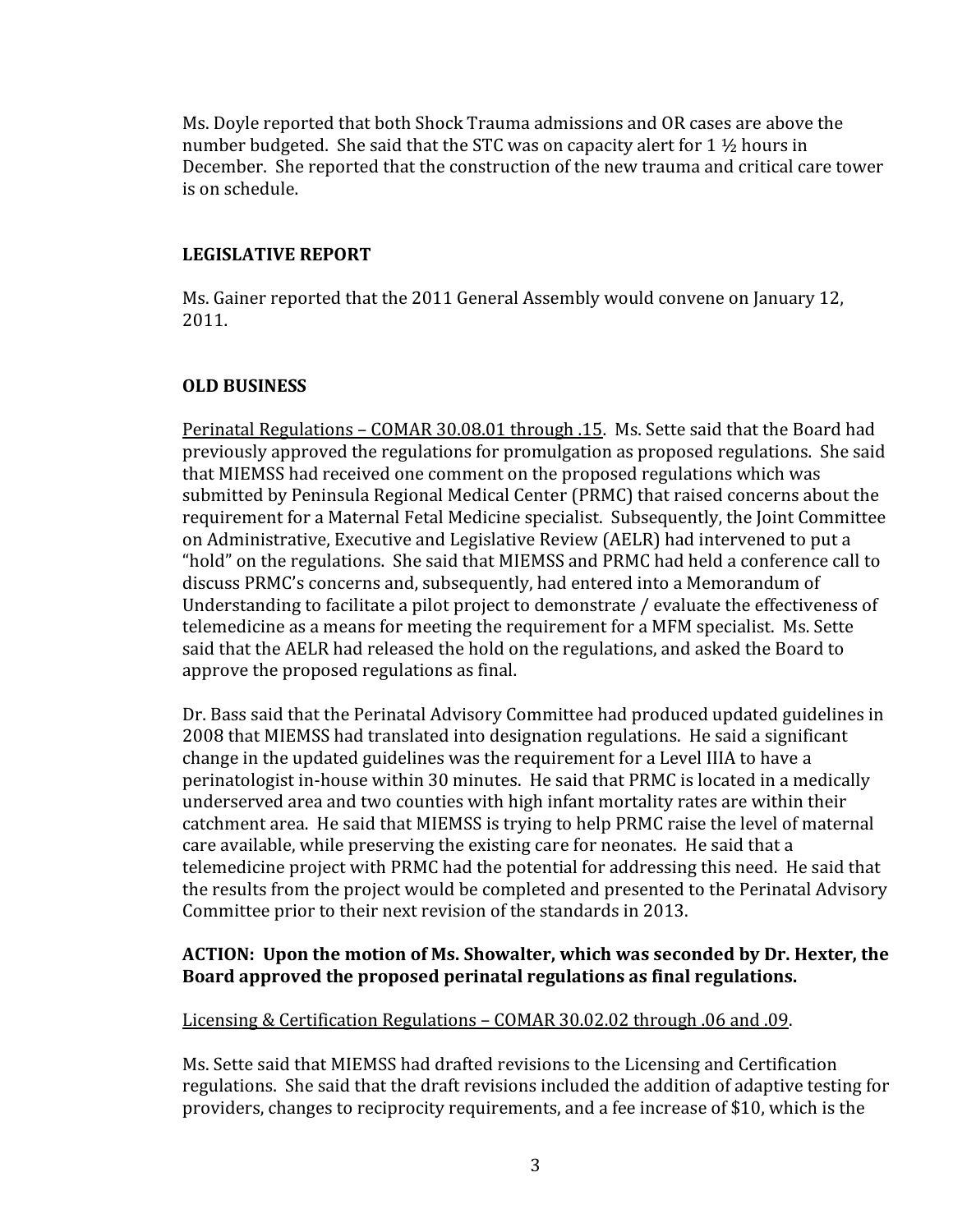Ms. Doyle reported that both Shock Trauma admissions and OR cases are above the number budgeted. She said that the STC was on capacity alert for 1 ½ hours in December. She reported that the construction of the new trauma and critical care tower is on schedule.

## LEGISLATIVE REPORT

Ms. Gainer reported that the 2011 General Assembly would convene on January 12, 2011.

## OLD BUSINESS

Perinatal Regulations – COMAR 30.08.01 through .15. Ms. Sette said that the Board had previously approved the regulations for promulgation as proposed regulations. She said that MIEMSS had received one comment on the proposed regulations which was submitted by Peninsula Regional Medical Center (PRMC) that raised concerns about the requirement for a Maternal Fetal Medicine specialist. Subsequently, the Joint Committee on Administrative, Executive and Legislative Review (AELR) had intervened to put a "hold" on the regulations. She said that MIEMSS and PRMC had held a conference call to discuss PRMC's concerns and, subsequently, had entered into a Memorandum of Understanding to facilitate a pilot project to demonstrate / evaluate the effectiveness of telemedicine as a means for meeting the requirement for a MFM specialist. Ms. Sette said that the AELR had released the hold on the regulations, and asked the Board to approve the proposed regulations as final.

Dr. Bass said that the Perinatal Advisory Committee had produced updated guidelines in 2008 that MIEMSS had translated into designation regulations. He said a significant change in the updated guidelines was the requirement for a Level IIIA to have a perinatologist in-house within 30 minutes. He said that PRMC is located in a medically underserved area and two counties with high infant mortality rates are within their catchment area. He said that MIEMSS is trying to help PRMC raise the level of maternal care available, while preserving the existing care for neonates. He said that a telemedicine project with PRMC had the potential for addressing this need. He said that the results from the project would be completed and presented to the Perinatal Advisory Committee prior to their next revision of the standards in 2013.

**ACTION: Upon the motion of Ms. Showalter, which was seconded by Dr. Hexter, the Board approved the proposed perinatal regulations as final regulations.**

Licensing & Certification Regulations – COMAR 30.02.02 through .06 and .09.

Ms. Sette said that MIEMSS had drafted revisions to the Licensing and Certification regulations. She said that the draft revisions included the addition of adaptive testing for providers, changes to reciprocity requirements, and a fee increase of $10, which is the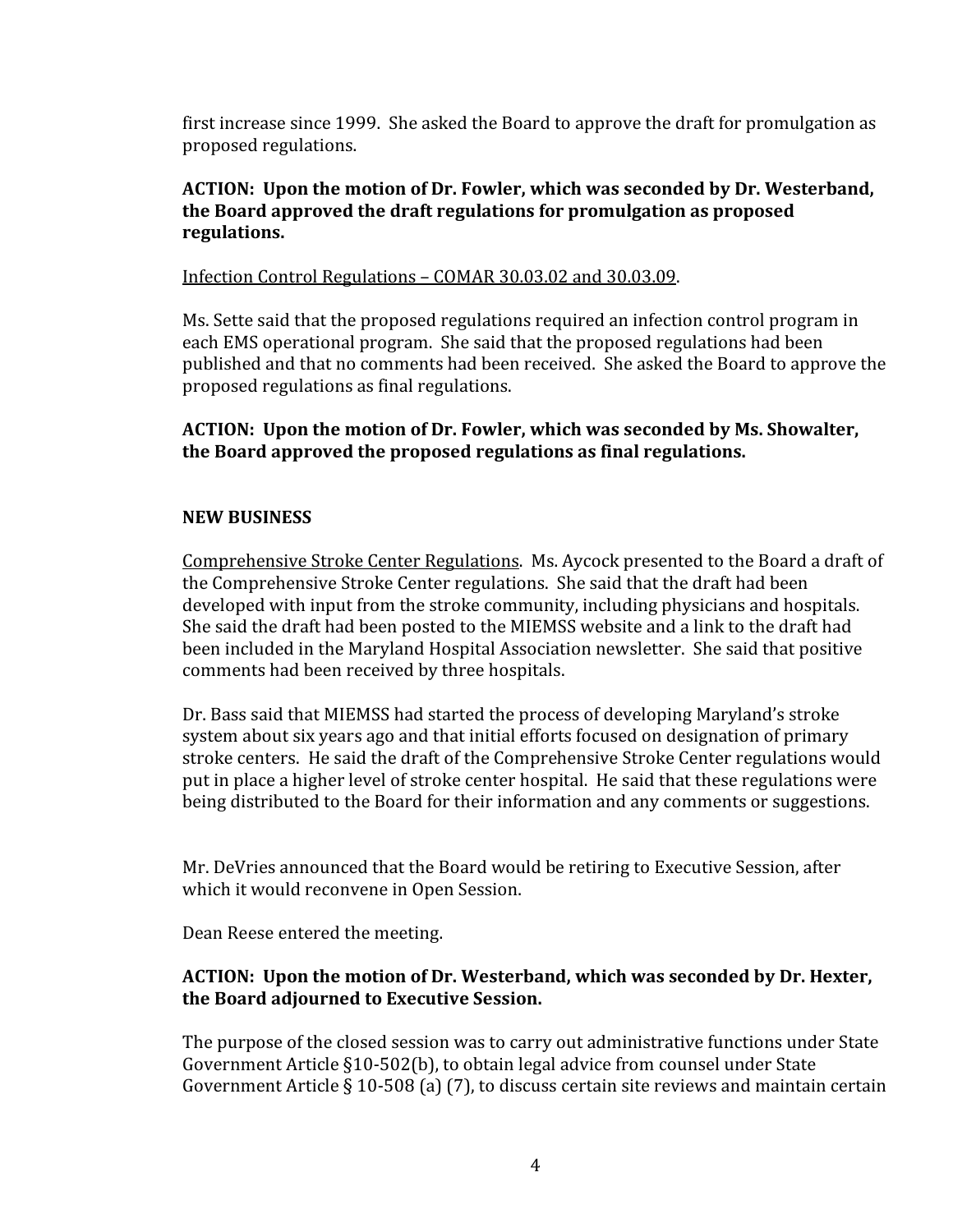first increase since 1999. She asked the Board to approve the draft for promulgation as proposed regulations.

**ACTION: Upon the motion of Dr. Fowler, which was seconded by Dr. Westerband, the Board approved the draft regulations for promulgation as proposed regulations.**

Infection Control Regulations – COMAR 30.03.02 and 30.03.09.

Ms. Sette said that the proposed regulations required an infection control program in each EMS operational program. She said that the proposed regulations had been published and that no comments had been received. She asked the Board to approve the proposed regulations as final regulations.

**ACTION: Upon the motion of Dr. Fowler, which was seconded by Ms. Showalter, the Board approved the proposed regulations as final regulations.**

**NEW BUSINESS**

Comprehensive Stroke Center Regulations. Ms. Aycock presented to the Board a draft of the Comprehensive Stroke Center regulations. She said that the draft had been developed with input from the stroke community, including physicians and hospitals. She said the draft had been posted to the MIEMSS website and a link to the draft had been included in the Maryland Hospital Association newsletter. She said that positive comments had been received by three hospitals.

Dr. Bass said that MIEMSS had started the process of developing Maryland's stroke system about six years ago and that initial efforts focused on designation of primary stroke centers. He said the draft of the Comprehensive Stroke Center regulations would put in place a higher level of stroke center hospital. He said that these regulations were being distributed to the Board for their information and any comments or suggestions.

Mr. DeVries announced that the Board would be retiring to Executive Session, after which it would reconvene in Open Session.

Dean Reese entered the meeting.

**ACTION: Upon the motion of Dr. Westerband, which was seconded by Dr. Hexter, the Board adjourned to Executive Session.**

The purpose of the closed session was to carry out administrative functions under State Government Article §10-502(b), to obtain legal advice from counsel under State Government Article § 10-508 (a) (7), to discuss certain site reviews and maintain certain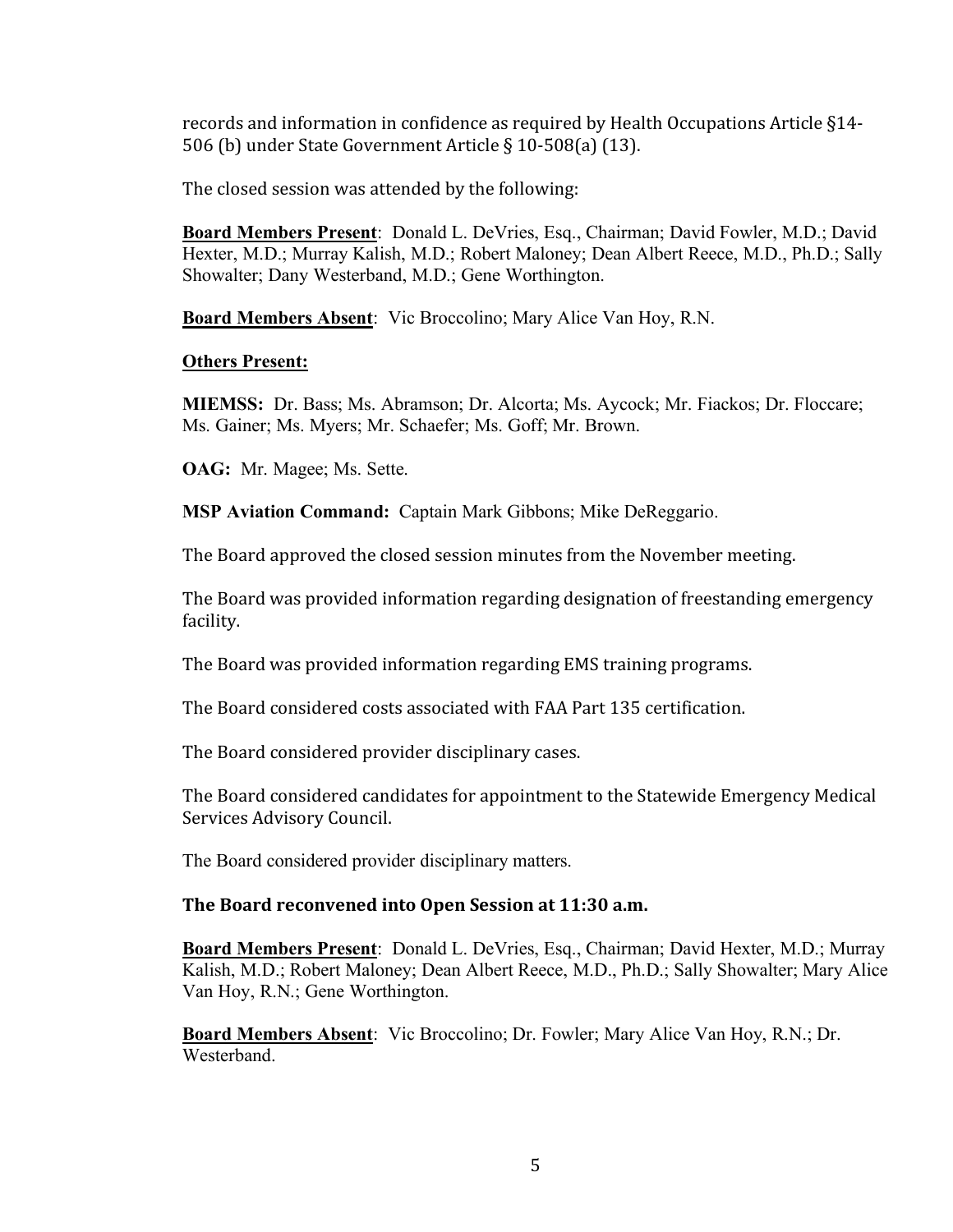records and information in confidence as required by Health Occupations Article §14-506 (b) under State Government Article § 10-508(a) (13).

The closed session was attended by the following:

**Board Members Present**: Donald L. DeVries, Esq., Chairman; David Fowler, M.D.; David Hexter, M.D.; Murray Kalish, M.D.; Robert Maloney; Dean Albert Reece, M.D., Ph.D.; Sally Showalter; Dany Westerband, M.D.; Gene Worthington.

**Board Members Absent**: Vic Broccolino; Mary Alice Van Hoy, R.N.

**Others Present:**

**MIEMSS:** Dr. Bass; Ms. Abramson; Dr. Alcorta; Ms. Aycock; Mr. Fiackos; Dr. Floccare; Ms. Gainer; Ms. Myers; Mr. Schaefer; Ms. Goff; Mr. Brown.

**OAG:** Mr. Magee; Ms. Sette.

**MSP Aviation Command:** Captain Mark Gibbons; Mike DeReggario.

The Board approved the closed session minutes from the November meeting.

The Board was provided information regarding designation of freestanding emergency facility.

The Board was provided information regarding EMS training programs.

The Board considered costs associated with FAA Part 135 certification.

The Board considered provider disciplinary cases.

The Board considered candidates for appointment to the Statewide Emergency Medical Services Advisory Council.

The Board considered provider disciplinary matters.

**The Board reconvened into Open Session at 11:30 a.m.**

**Board Members Present**: Donald L. DeVries, Esq., Chairman; David Hexter, M.D.; Murray Kalish, M.D.; Robert Maloney; Dean Albert Reece, M.D., Ph.D.; Sally Showalter; Mary Alice Van Hoy, R.N.; Gene Worthington.

**Board Members Absent**: Vic Broccolino; Dr. Fowler; Mary Alice Van Hoy, R.N.; Dr. Westerband.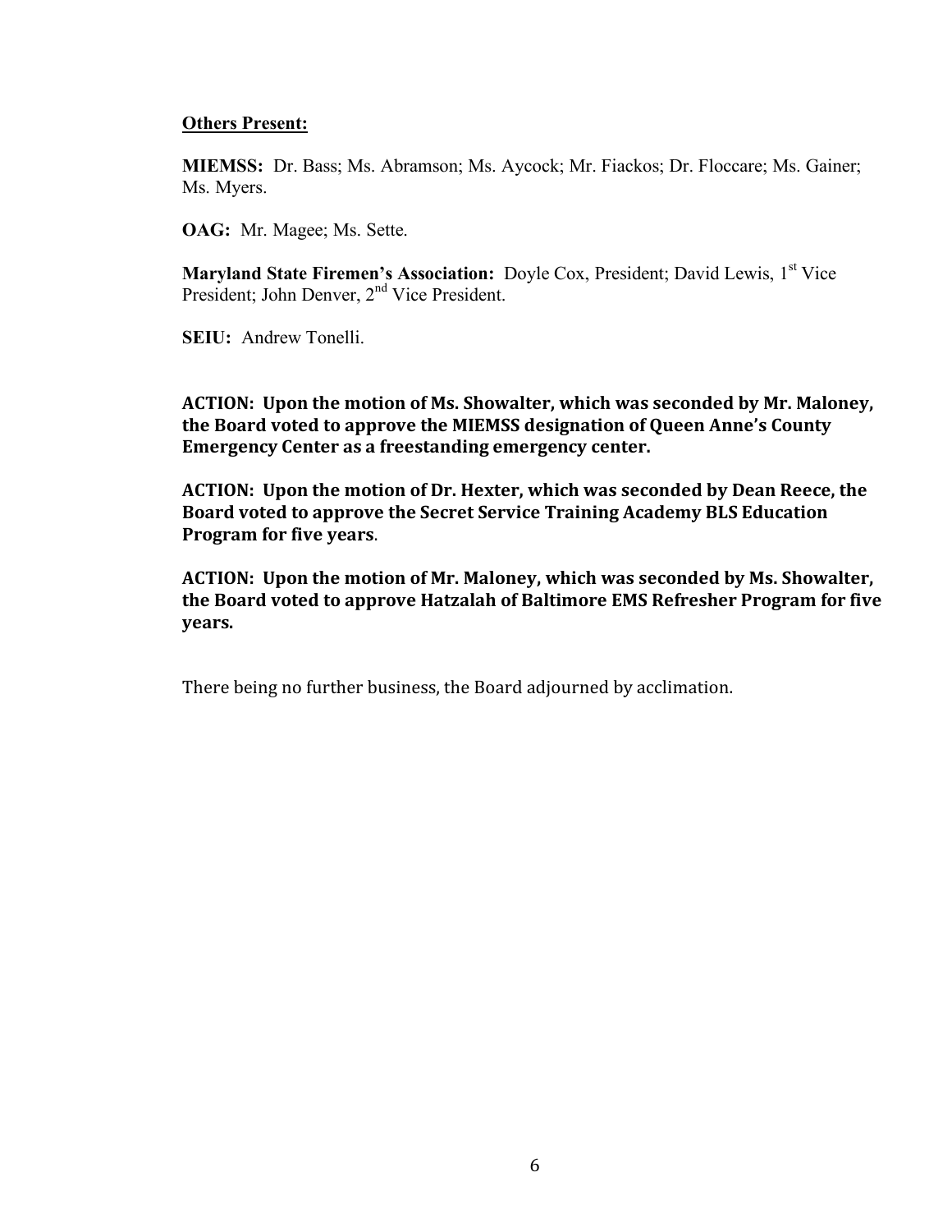**Others Present:**

**MIEMSS:** Dr. Bass; Ms. Abramson; Ms. Aycock; Mr. Fiackos; Dr. Floccare; Ms. Gainer; Ms. Myers.

**OAG:** Mr. Magee; Ms. Sette.

**Maryland State Firemen's Association:** Doyle Cox, President; David Lewis, 1st Vice President; John Denver, 2nd Vice President.

**SEIU:** Andrew Tonelli.

**ACTION: Upon the motion of Ms. Showalter, which was seconded by Mr. Maloney, the Board voted to approve the MIEMSS designation of Queen Anne's County Emergency Center as a freestanding emergency center.**

**ACTION: Upon the motion of Dr. Hexter, which was seconded by Dean Reece, the Board voted to approve the Secret Service Training Academy BLS Education Program for five years**.

**ACTION: Upon the motion of Mr. Maloney, which was seconded by Ms. Showalter, the Board voted to approve Hatzalah of Baltimore EMS Refresher Program for five years.**

There being no further business, the Board adjourned by acclimation.